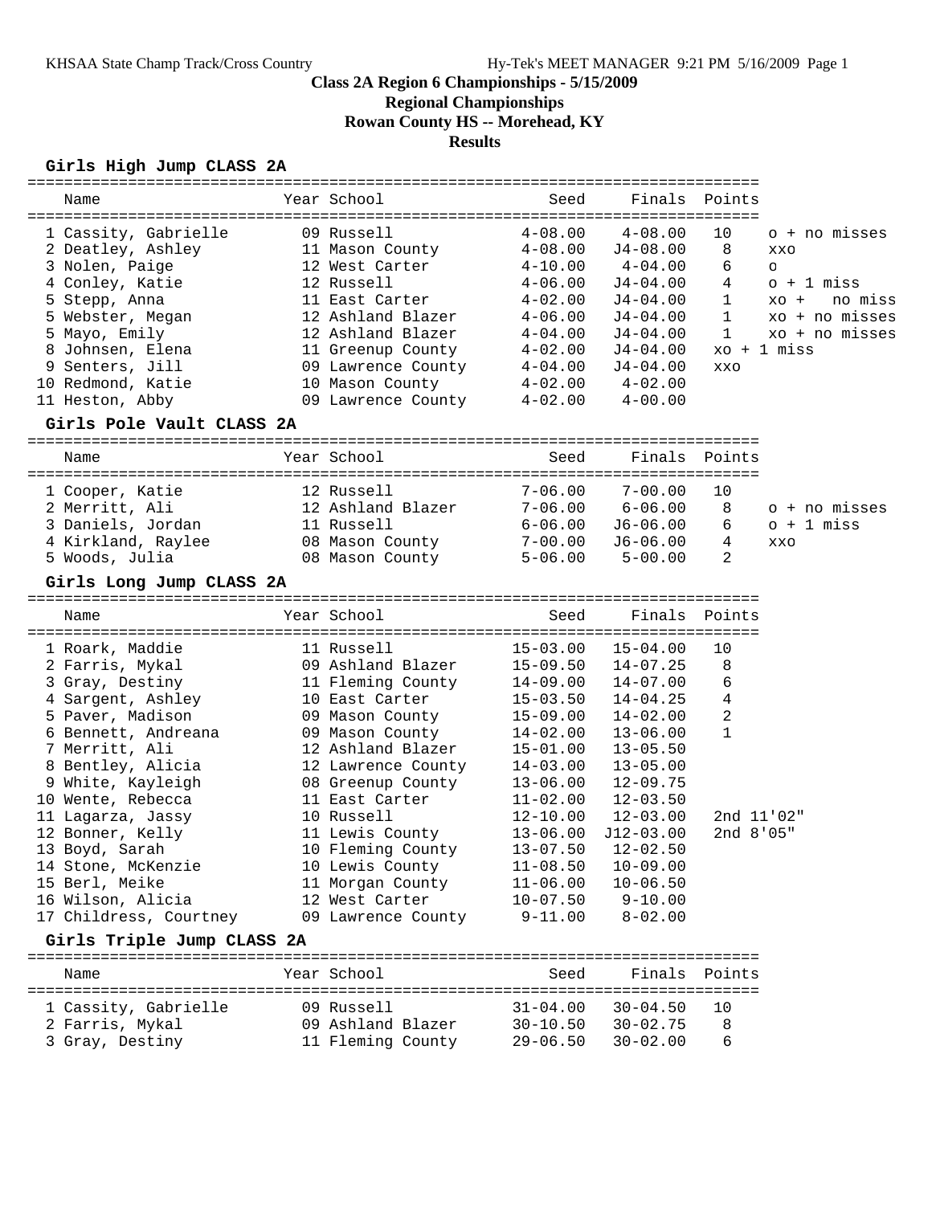# Class 2A Region 6 Championships - 5/15/2009

## Regional Championships

## Rowan County HS -- Morehead, KY

## Results

### Girls High Jump CLASS 2A

| Name | Year | School | Seed | Finals | Points | |
|---|---|---|---|---|---|---|
| 1 Cassity, Gabrielle | 09 | Russell | 4-08.00 | 4-08.00 | 10 | o + no misses |
| 2 Deatley, Ashley | 11 | Mason County | 4-08.00 | J4-08.00 | 8 | xxo |
| 3 Nolen, Paige | 12 | West Carter | 4-10.00 | 4-04.00 | 6 | o |
| 4 Conley, Katie | 12 | Russell | 4-06.00 | J4-04.00 | 4 | o + 1 miss |
| 5 Stepp, Anna | 11 | East Carter | 4-02.00 | J4-04.00 | 1 | xo + no miss |
| 5 Webster, Megan | 12 | Ashland Blazer | 4-06.00 | J4-04.00 | 1 | xo + no misses |
| 5 Mayo, Emily | 12 | Ashland Blazer | 4-04.00 | J4-04.00 | 1 | xo + no misses |
| 8 Johnsen, Elena | 11 | Greenup County | 4-02.00 | J4-04.00 | | xo + 1 miss |
| 9 Senters, Jill | 09 | Lawrence County | 4-04.00 | J4-04.00 | | xxo |
| 10 Redmond, Katie | 10 | Mason County | 4-02.00 | 4-02.00 | | |
| 11 Heston, Abby | 09 | Lawrence County | 4-02.00 | 4-00.00 | | |

### Girls Pole Vault CLASS 2A

| Name | Year | School | Seed | Finals | Points | |
|---|---|---|---|---|---|---|
| 1 Cooper, Katie | 12 | Russell | 7-06.00 | 7-00.00 | 10 | |
| 2 Merritt, Ali | 12 | Ashland Blazer | 7-06.00 | 6-06.00 | 8 | o + no misses |
| 3 Daniels, Jordan | 11 | Russell | 6-06.00 | J6-06.00 | 6 | o + 1 miss |
| 4 Kirkland, Raylee | 08 | Mason County | 7-00.00 | J6-06.00 | 4 | xxo |
| 5 Woods, Julia | 08 | Mason County | 5-06.00 | 5-00.00 | 2 | |

### Girls Long Jump CLASS 2A

| Name | Year | School | Seed | Finals | Points |
|---|---|---|---|---|---|
| 1 Roark, Maddie | 11 | Russell | 15-03.00 | 15-04.00 | 10 |
| 2 Farris, Mykal | 09 | Ashland Blazer | 15-09.50 | 14-07.25 | 8 |
| 3 Gray, Destiny | 11 | Fleming County | 14-09.00 | 14-07.00 | 6 |
| 4 Sargent, Ashley | 10 | East Carter | 15-03.50 | 14-04.25 | 4 |
| 5 Paver, Madison | 09 | Mason County | 15-09.00 | 14-02.00 | 2 |
| 6 Bennett, Andreana | 09 | Mason County | 14-02.00 | 13-06.00 | 1 |
| 7 Merritt, Ali | 12 | Ashland Blazer | 15-01.00 | 13-05.50 | |
| 8 Bentley, Alicia | 12 | Lawrence County | 14-03.00 | 13-05.00 | |
| 9 White, Kayleigh | 08 | Greenup County | 13-06.00 | 12-09.75 | |
| 10 Wente, Rebecca | 11 | East Carter | 11-02.00 | 12-03.50 | |
| 11 Lagarza, Jassy | 10 | Russell | 12-10.00 | 12-03.00 | 2nd 11'02" |
| 12 Bonner, Kelly | 11 | Lewis County | 13-06.00 | J12-03.00 | 2nd 8'05" |
| 13 Boyd, Sarah | 10 | Fleming County | 13-07.50 | 12-02.50 | |
| 14 Stone, McKenzie | 10 | Lewis County | 11-08.50 | 10-09.00 | |
| 15 Berl, Meike | 11 | Morgan County | 11-06.00 | 10-06.50 | |
| 16 Wilson, Alicia | 12 | West Carter | 10-07.50 | 9-10.00 | |
| 17 Childress, Courtney | 09 | Lawrence County | 9-11.00 | 8-02.00 | |

### Girls Triple Jump CLASS 2A

| Name | Year | School | Seed | Finals | Points |
|---|---|---|---|---|---|
| 1 Cassity, Gabrielle | 09 | Russell | 31-04.00 | 30-04.50 | 10 |
| 2 Farris, Mykal | 09 | Ashland Blazer | 30-10.50 | 30-02.75 | 8 |
| 3 Gray, Destiny | 11 | Fleming County | 29-06.50 | 30-02.00 | 6 |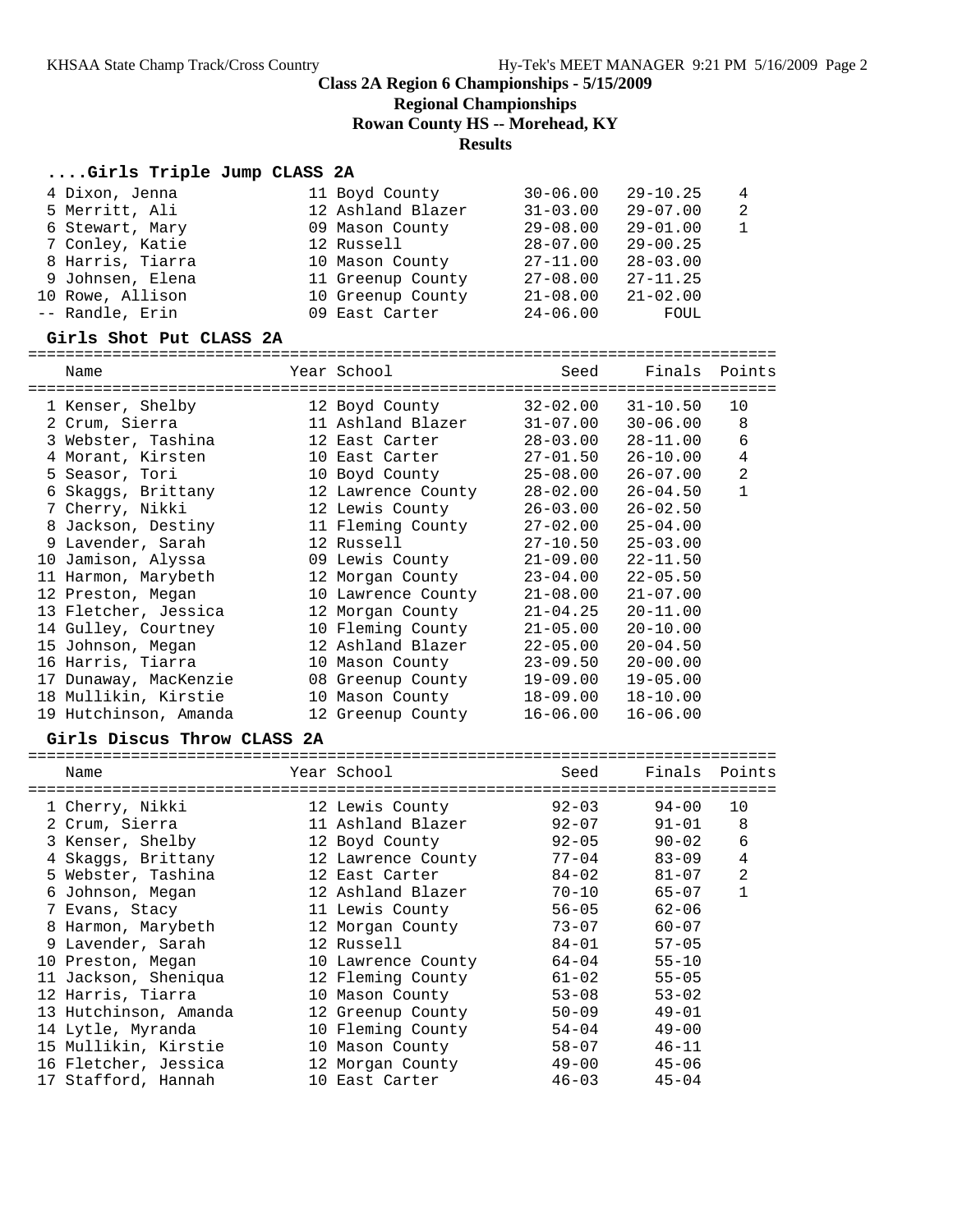# Class 2A Region 6 Championships - 5/15/2009

## Regional Championships

## Rowan County HS -- Morehead, KY

## Results

### ....Girls Triple Jump CLASS 2A

| Place | Name | Year | School | Seed | Finals | Points |
|---|---|---|---|---|---|---|
| 4 | Dixon, Jenna | 11 | Boyd County | 30-06.00 | 29-10.25 | 4 |
| 5 | Merritt, Ali | 12 | Ashland Blazer | 31-03.00 | 29-07.00 | 2 |
| 6 | Stewart, Mary | 09 | Mason County | 29-08.00 | 29-01.00 | 1 |
| 7 | Conley, Katie | 12 | Russell | 28-07.00 | 29-00.25 | |
| 8 | Harris, Tiarra | 10 | Mason County | 27-11.00 | 28-03.00 | |
| 9 | Johnsen, Elena | 11 | Greenup County | 27-08.00 | 27-11.25 | |
| 10 | Rowe, Allison | 10 | Greenup County | 21-08.00 | 21-02.00 | |
| -- | Randle, Erin | 09 | East Carter | 24-06.00 | FOUL | |

### Girls Shot Put CLASS 2A

| Place | Name | Year | School | Seed | Finals | Points |
|---|---|---|---|---|---|---|
| 1 | Kenser, Shelby | 12 | Boyd County | 32-02.00 | 31-10.50 | 10 |
| 2 | Crum, Sierra | 11 | Ashland Blazer | 31-07.00 | 30-06.00 | 8 |
| 3 | Webster, Tashina | 12 | East Carter | 28-03.00 | 28-11.00 | 6 |
| 4 | Morant, Kirsten | 10 | East Carter | 27-01.50 | 26-10.00 | 4 |
| 5 | Seasor, Tori | 10 | Boyd County | 25-08.00 | 26-07.00 | 2 |
| 6 | Skaggs, Brittany | 12 | Lawrence County | 28-02.00 | 26-04.50 | 1 |
| 7 | Cherry, Nikki | 12 | Lewis County | 26-03.00 | 26-02.50 | |
| 8 | Jackson, Destiny | 11 | Fleming County | 27-02.00 | 25-04.00 | |
| 9 | Lavender, Sarah | 12 | Russell | 27-10.50 | 25-03.00 | |
| 10 | Jamison, Alyssa | 09 | Lewis County | 21-09.00 | 22-11.50 | |
| 11 | Harmon, Marybeth | 12 | Morgan County | 23-04.00 | 22-05.50 | |
| 12 | Preston, Megan | 10 | Lawrence County | 21-08.00 | 21-07.00 | |
| 13 | Fletcher, Jessica | 12 | Morgan County | 21-04.25 | 20-11.00 | |
| 14 | Gulley, Courtney | 10 | Fleming County | 21-05.00 | 20-10.00 | |
| 15 | Johnson, Megan | 12 | Ashland Blazer | 22-05.00 | 20-04.50 | |
| 16 | Harris, Tiarra | 10 | Mason County | 23-09.50 | 20-00.00 | |
| 17 | Dunaway, MacKenzie | 08 | Greenup County | 19-09.00 | 19-05.00 | |
| 18 | Mullikin, Kirstie | 10 | Mason County | 18-09.00 | 18-10.00 | |
| 19 | Hutchinson, Amanda | 12 | Greenup County | 16-06.00 | 16-06.00 | |

### Girls Discus Throw CLASS 2A

| Place | Name | Year | School | Seed | Finals | Points |
|---|---|---|---|---|---|---|
| 1 | Cherry, Nikki | 12 | Lewis County | 92-03 | 94-00 | 10 |
| 2 | Crum, Sierra | 11 | Ashland Blazer | 92-07 | 91-01 | 8 |
| 3 | Kenser, Shelby | 12 | Boyd County | 92-05 | 90-02 | 6 |
| 4 | Skaggs, Brittany | 12 | Lawrence County | 77-04 | 83-09 | 4 |
| 5 | Webster, Tashina | 12 | East Carter | 84-02 | 81-07 | 2 |
| 6 | Johnson, Megan | 12 | Ashland Blazer | 70-10 | 65-07 | 1 |
| 7 | Evans, Stacy | 11 | Lewis County | 56-05 | 62-06 | |
| 8 | Harmon, Marybeth | 12 | Morgan County | 73-07 | 60-07 | |
| 9 | Lavender, Sarah | 12 | Russell | 84-01 | 57-05 | |
| 10 | Preston, Megan | 10 | Lawrence County | 64-04 | 55-10 | |
| 11 | Jackson, Sheniqua | 12 | Fleming County | 61-02 | 55-05 | |
| 12 | Harris, Tiarra | 10 | Mason County | 53-08 | 53-02 | |
| 13 | Hutchinson, Amanda | 12 | Greenup County | 50-09 | 49-01 | |
| 14 | Lytle, Myranda | 10 | Fleming County | 54-04 | 49-00 | |
| 15 | Mullikin, Kirstie | 10 | Mason County | 58-07 | 46-11 | |
| 16 | Fletcher, Jessica | 12 | Morgan County | 49-00 | 45-06 | |
| 17 | Stafford, Hannah | 10 | East Carter | 46-03 | 45-04 | |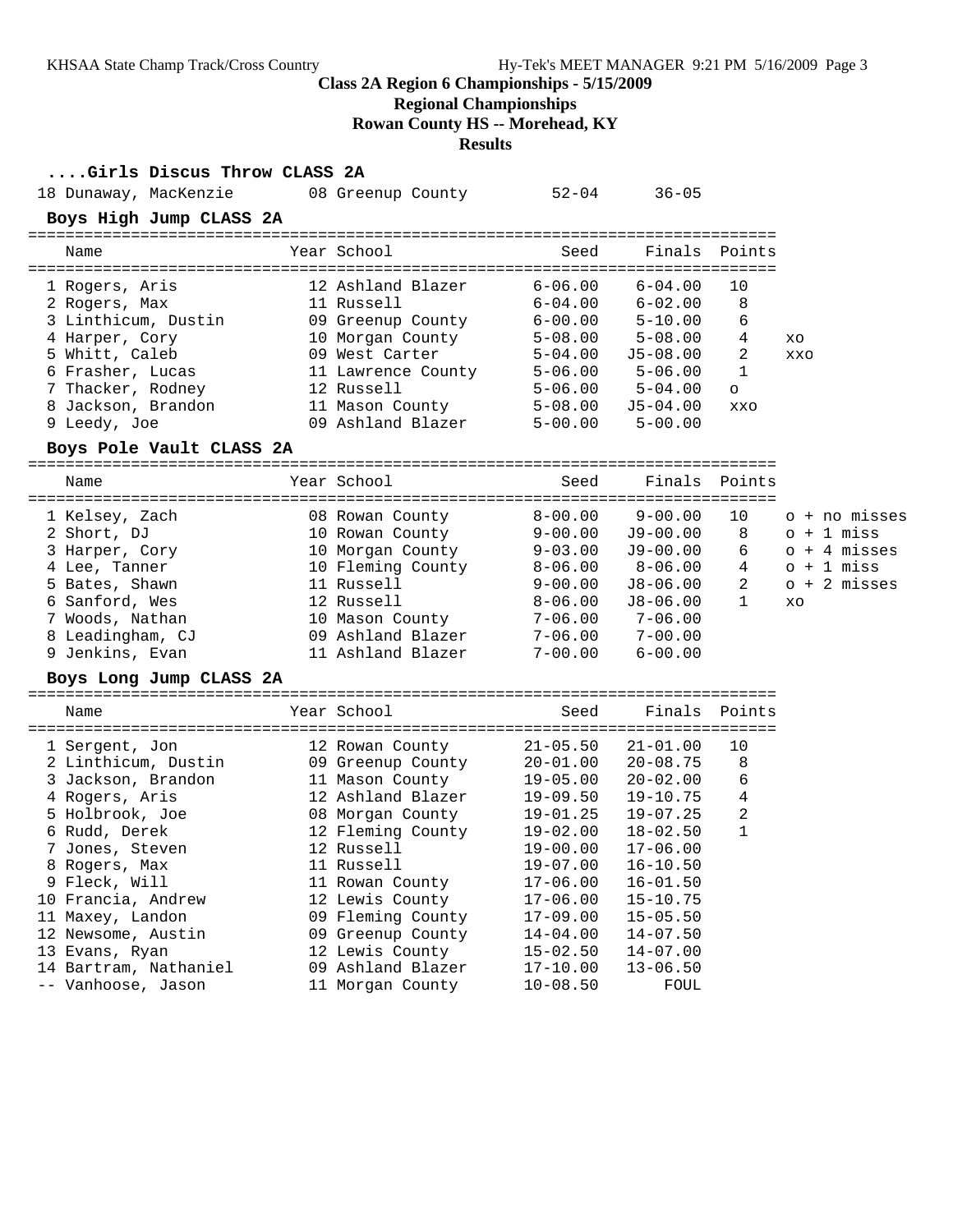**Class 2A Region 6 Championships - 5/15/2009**

**Regional Championships**

**Rowan County HS -- Morehead, KY**

**Results**

### ....Girls Discus Throw CLASS 2A

| Place | Name | Year | School | Seed | Finals |
|---|---|---|---|---|---|
| 18 | Dunaway, MacKenzie | 08 | Greenup County | 52-04 | 36-05 |

### Boys High Jump CLASS 2A

| Place | Name | Year | School | Seed | Finals | Points | |
|---|---|---|---|---|---|---|---|
| 1 | Rogers, Aris | 12 | Ashland Blazer | 6-06.00 | 6-04.00 | 10 | |
| 2 | Rogers, Max | 11 | Russell | 6-04.00 | 6-02.00 | 8 | |
| 3 | Linthicum, Dustin | 09 | Greenup County | 6-00.00 | 5-10.00 | 6 | |
| 4 | Harper, Cory | 10 | Morgan County | 5-08.00 | 5-08.00 | 4 | xo |
| 5 | Whitt, Caleb | 09 | West Carter | 5-04.00 | J5-08.00 | 2 | xxo |
| 6 | Frasher, Lucas | 11 | Lawrence County | 5-06.00 | 5-06.00 | 1 | |
| 7 | Thacker, Rodney | 12 | Russell | 5-06.00 | 5-04.00 | o | |
| 8 | Jackson, Brandon | 11 | Mason County | 5-08.00 | J5-04.00 | xxo | |
| 9 | Leedy, Joe | 09 | Ashland Blazer | 5-00.00 | 5-00.00 | | |

### Boys Pole Vault CLASS 2A

| Place | Name | Year | School | Seed | Finals | Points | |
|---|---|---|---|---|---|---|---|
| 1 | Kelsey, Zach | 08 | Rowan County | 8-00.00 | 9-00.00 | 10 | o + no misses |
| 2 | Short, DJ | 10 | Rowan County | 9-00.00 | J9-00.00 | 8 | o + 1 miss |
| 3 | Harper, Cory | 10 | Morgan County | 9-03.00 | J9-00.00 | 6 | o + 4 misses |
| 4 | Lee, Tanner | 10 | Fleming County | 8-06.00 | 8-06.00 | 4 | o + 1 miss |
| 5 | Bates, Shawn | 11 | Russell | 9-00.00 | J8-06.00 | 2 | o + 2 misses |
| 6 | Sanford, Wes | 12 | Russell | 8-06.00 | J8-06.00 | 1 | xo |
| 7 | Woods, Nathan | 10 | Mason County | 7-06.00 | 7-06.00 | | |
| 8 | Leadingham, CJ | 09 | Ashland Blazer | 7-06.00 | 7-00.00 | | |
| 9 | Jenkins, Evan | 11 | Ashland Blazer | 7-00.00 | 6-00.00 | | |

### Boys Long Jump CLASS 2A

| Place | Name | Year | School | Seed | Finals | Points |
|---|---|---|---|---|---|---|
| 1 | Sergent, Jon | 12 | Rowan County | 21-05.50 | 21-01.00 | 10 |
| 2 | Linthicum, Dustin | 09 | Greenup County | 20-01.00 | 20-08.75 | 8 |
| 3 | Jackson, Brandon | 11 | Mason County | 19-05.00 | 20-02.00 | 6 |
| 4 | Rogers, Aris | 12 | Ashland Blazer | 19-09.50 | 19-10.75 | 4 |
| 5 | Holbrook, Joe | 08 | Morgan County | 19-01.25 | 19-07.25 | 2 |
| 6 | Rudd, Derek | 12 | Fleming County | 19-02.00 | 18-02.50 | 1 |
| 7 | Jones, Steven | 12 | Russell | 19-00.00 | 17-06.00 | |
| 8 | Rogers, Max | 11 | Russell | 19-07.00 | 16-10.50 | |
| 9 | Fleck, Will | 11 | Rowan County | 17-06.00 | 16-01.50 | |
| 10 | Francia, Andrew | 12 | Lewis County | 17-06.00 | 15-10.75 | |
| 11 | Maxey, Landon | 09 | Fleming County | 17-09.00 | 15-05.50 | |
| 12 | Newsome, Austin | 09 | Greenup County | 14-04.00 | 14-07.50 | |
| 13 | Evans, Ryan | 12 | Lewis County | 15-02.50 | 14-07.00 | |
| 14 | Bartram, Nathaniel | 09 | Ashland Blazer | 17-10.00 | 13-06.50 | |
| -- | Vanhoose, Jason | 11 | Morgan County | 10-08.50 | FOUL | |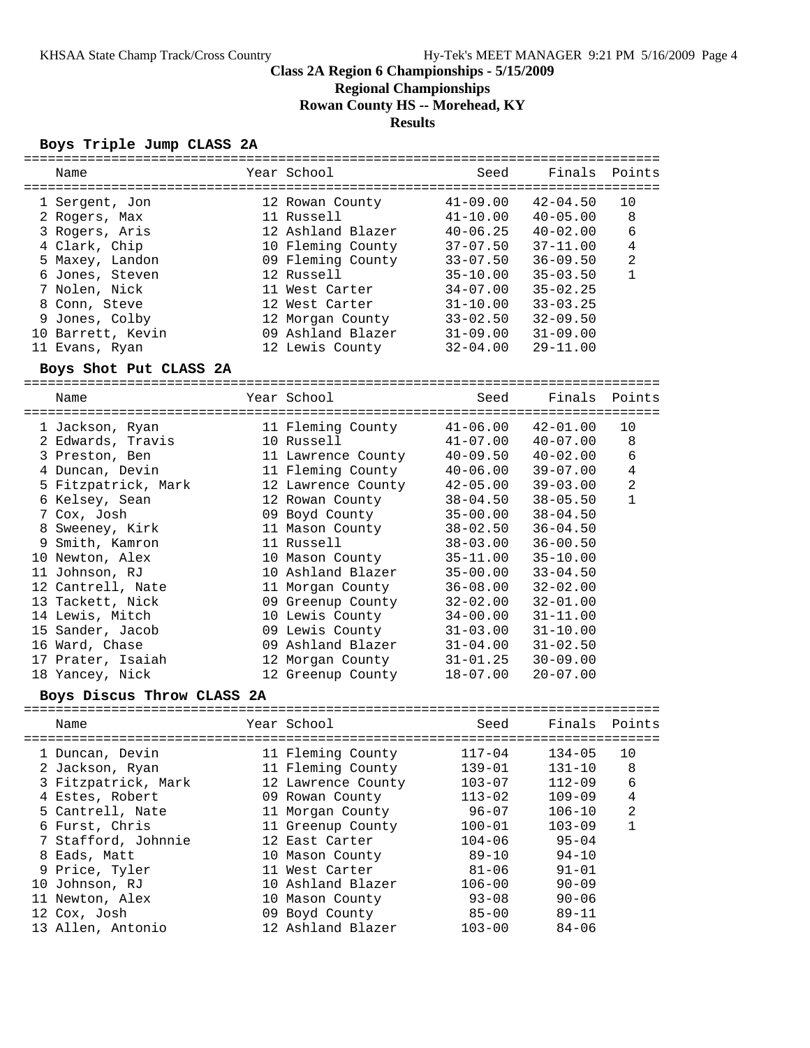# Class 2A Region 6 Championships - 5/15/2009

## Regional Championships

## Rowan County HS -- Morehead, KY

## Results

### Boys Triple Jump CLASS 2A

| Name | Year | School | Seed | Finals | Points |
|---|---|---|---|---|---|
| 1 Sergent, Jon | 12 | Rowan County | 41-09.00 | 42-04.50 | 10 |
| 2 Rogers, Max | 11 | Russell | 41-10.00 | 40-05.00 | 8 |
| 3 Rogers, Aris | 12 | Ashland Blazer | 40-06.25 | 40-02.00 | 6 |
| 4 Clark, Chip | 10 | Fleming County | 37-07.50 | 37-11.00 | 4 |
| 5 Maxey, Landon | 09 | Fleming County | 33-07.50 | 36-09.50 | 2 |
| 6 Jones, Steven | 12 | Russell | 35-10.00 | 35-03.50 | 1 |
| 7 Nolen, Nick | 11 | West Carter | 34-07.00 | 35-02.25 | |
| 8 Conn, Steve | 12 | West Carter | 31-10.00 | 33-03.25 | |
| 9 Jones, Colby | 12 | Morgan County | 33-02.50 | 32-09.50 | |
| 10 Barrett, Kevin | 09 | Ashland Blazer | 31-09.00 | 31-09.00 | |
| 11 Evans, Ryan | 12 | Lewis County | 32-04.00 | 29-11.00 | |

### Boys Shot Put CLASS 2A

| Name | Year | School | Seed | Finals | Points |
|---|---|---|---|---|---|
| 1 Jackson, Ryan | 11 | Fleming County | 41-06.00 | 42-01.00 | 10 |
| 2 Edwards, Travis | 10 | Russell | 41-07.00 | 40-07.00 | 8 |
| 3 Preston, Ben | 11 | Lawrence County | 40-09.50 | 40-02.00 | 6 |
| 4 Duncan, Devin | 11 | Fleming County | 40-06.00 | 39-07.00 | 4 |
| 5 Fitzpatrick, Mark | 12 | Lawrence County | 42-05.00 | 39-03.00 | 2 |
| 6 Kelsey, Sean | 12 | Rowan County | 38-04.50 | 38-05.50 | 1 |
| 7 Cox, Josh | 09 | Boyd County | 35-00.00 | 38-04.50 | |
| 8 Sweeney, Kirk | 11 | Mason County | 38-02.50 | 36-04.50 | |
| 9 Smith, Kamron | 11 | Russell | 38-03.00 | 36-00.50 | |
| 10 Newton, Alex | 10 | Mason County | 35-11.00 | 35-10.00 | |
| 11 Johnson, RJ | 10 | Ashland Blazer | 35-00.00 | 33-04.50 | |
| 12 Cantrell, Nate | 11 | Morgan County | 36-08.00 | 32-02.00 | |
| 13 Tackett, Nick | 09 | Greenup County | 32-02.00 | 32-01.00 | |
| 14 Lewis, Mitch | 10 | Lewis County | 34-00.00 | 31-11.00 | |
| 15 Sander, Jacob | 09 | Lewis County | 31-03.00 | 31-10.00 | |
| 16 Ward, Chase | 09 | Ashland Blazer | 31-04.00 | 31-02.50 | |
| 17 Prater, Isaiah | 12 | Morgan County | 31-01.25 | 30-09.00 | |
| 18 Yancey, Nick | 12 | Greenup County | 18-07.00 | 20-07.00 | |

### Boys Discus Throw CLASS 2A

| Name | Year | School | Seed | Finals | Points |
|---|---|---|---|---|---|
| 1 Duncan, Devin | 11 | Fleming County | 117-04 | 134-05 | 10 |
| 2 Jackson, Ryan | 11 | Fleming County | 139-01 | 131-10 | 8 |
| 3 Fitzpatrick, Mark | 12 | Lawrence County | 103-07 | 112-09 | 6 |
| 4 Estes, Robert | 09 | Rowan County | 113-02 | 109-09 | 4 |
| 5 Cantrell, Nate | 11 | Morgan County | 96-07 | 106-10 | 2 |
| 6 Furst, Chris | 11 | Greenup County | 100-01 | 103-09 | 1 |
| 7 Stafford, Johnnie | 12 | East Carter | 104-06 | 95-04 | |
| 8 Eads, Matt | 10 | Mason County | 89-10 | 94-10 | |
| 9 Price, Tyler | 11 | West Carter | 81-06 | 91-01 | |
| 10 Johnson, RJ | 10 | Ashland Blazer | 106-00 | 90-09 | |
| 11 Newton, Alex | 10 | Mason County | 93-08 | 90-06 | |
| 12 Cox, Josh | 09 | Boyd County | 85-00 | 89-11 | |
| 13 Allen, Antonio | 12 | Ashland Blazer | 103-00 | 84-06 | |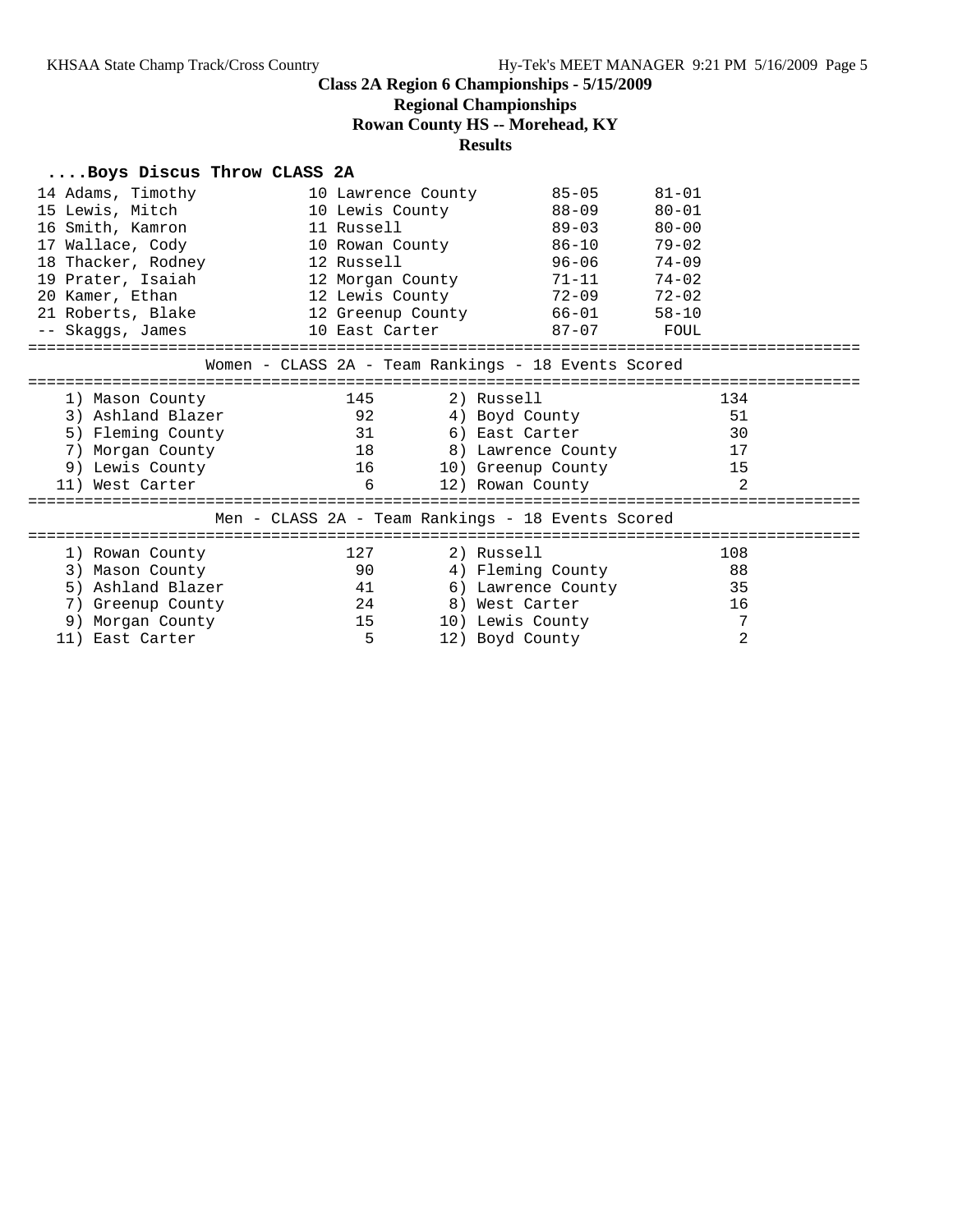## Class 2A Region 6 Championships - 5/15/2009

**Regional Championships**

**Rowan County HS -- Morehead, KY**

**Results**

### ....Boys Discus Throw CLASS 2A

| | | | | |
|---|---|---|---|---|
| 14 | Adams, Timothy | 10 Lawrence County | 85-05 | 81-01 |
| 15 | Lewis, Mitch | 10 Lewis County | 88-09 | 80-01 |
| 16 | Smith, Kamron | 11 Russell | 89-03 | 80-00 |
| 17 | Wallace, Cody | 10 Rowan County | 86-10 | 79-02 |
| 18 | Thacker, Rodney | 12 Russell | 96-06 | 74-09 |
| 19 | Prater, Isaiah | 12 Morgan County | 71-11 | 74-02 |
| 20 | Kamer, Ethan | 12 Lewis County | 72-09 | 72-02 |
| 21 | Roberts, Blake | 12 Greenup County | 66-01 | 58-10 |
| -- | Skaggs, James | 10 East Carter | 87-07 | FOUL |

### Women - CLASS 2A - Team Rankings - 18 Events Scored

| | | | |
|---|---|---|---|
| 1) Mason County | 145 | 2) Russell | 134 |
| 3) Ashland Blazer | 92 | 4) Boyd County | 51 |
| 5) Fleming County | 31 | 6) East Carter | 30 |
| 7) Morgan County | 18 | 8) Lawrence County | 17 |
| 9) Lewis County | 16 | 10) Greenup County | 15 |
| 11) West Carter | 6 | 12) Rowan County | 2 |

### Men - CLASS 2A - Team Rankings - 18 Events Scored

| | | | |
|---|---|---|---|
| 1) Rowan County | 127 | 2) Russell | 108 |
| 3) Mason County | 90 | 4) Fleming County | 88 |
| 5) Ashland Blazer | 41 | 6) Lawrence County | 35 |
| 7) Greenup County | 24 | 8) West Carter | 16 |
| 9) Morgan County | 15 | 10) Lewis County | 7 |
| 11) East Carter | 5 | 12) Boyd County | 2 |